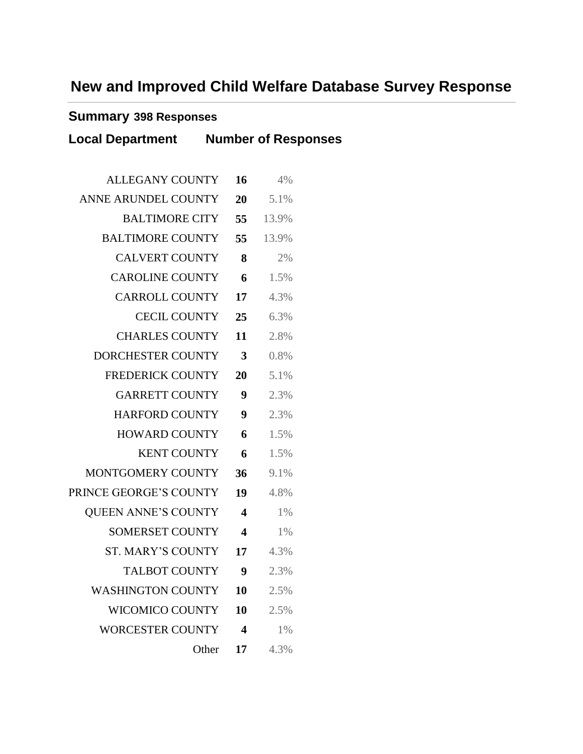# New and Improved Child Welfare Database Survey Response

## Summary 398 Responses

### Local Department Number of Responses

| Local Department | Number of Responses | Percent |
|---|---|---|
| ALLEGANY COUNTY | **16** | 4% |
| ANNE ARUNDEL COUNTY | **20** | 5.1% |
| BALTIMORE CITY | **55** | 13.9% |
| BALTIMORE COUNTY | **55** | 13.9% |
| CALVERT COUNTY | **8** | 2% |
| CAROLINE COUNTY | **6** | 1.5% |
| CARROLL COUNTY | **17** | 4.3% |
| CECIL COUNTY | **25** | 6.3% |
| CHARLES COUNTY | **11** | 2.8% |
| DORCHESTER COUNTY | **3** | 0.8% |
| FREDERICK COUNTY | **20** | 5.1% |
| GARRETT COUNTY | **9** | 2.3% |
| HARFORD COUNTY | **9** | 2.3% |
| HOWARD COUNTY | **6** | 1.5% |
| KENT COUNTY | **6** | 1.5% |
| MONTGOMERY COUNTY | **36** | 9.1% |
| PRINCE GEORGE'S COUNTY | **19** | 4.8% |
| QUEEN ANNE'S COUNTY | **4** | 1% |
| SOMERSET COUNTY | **4** | 1% |
| ST. MARY'S COUNTY | **17** | 4.3% |
| TALBOT COUNTY | **9** | 2.3% |
| WASHINGTON COUNTY | **10** | 2.5% |
| WICOMICO COUNTY | **10** | 2.5% |
| WORCESTER COUNTY | **4** | 1% |
| Other | **17** | 4.3% |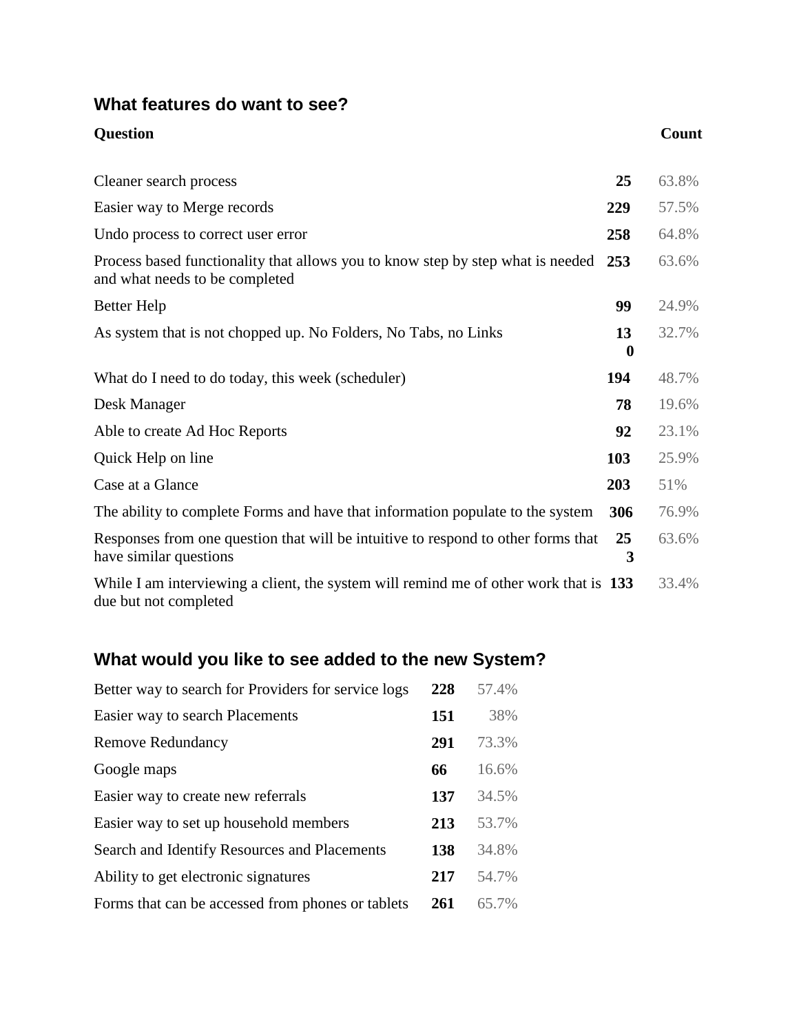## What features do want to see?

| Question | Count | |
|---|---|---|
| Cleaner search process | **25** | 63.8% |
| Easier way to Merge records | **229** | 57.5% |
| Undo process to correct user error | **258** | 64.8% |
| Process based functionality that allows you to know step by step what is needed and what needs to be completed | **253** | 63.6% |
| Better Help | **99** | 24.9% |
| As system that is not chopped up. No Folders, No Tabs, no Links | **130** | 32.7% |
| What do I need to do today, this week (scheduler) | **194** | 48.7% |
| Desk Manager | **78** | 19.6% |
| Able to create Ad Hoc Reports | **92** | 23.1% |
| Quick Help on line | **103** | 25.9% |
| Case at a Glance | **203** | 51% |
| The ability to complete Forms and have that information populate to the system | **306** | 76.9% |
| Responses from one question that will be intuitive to respond to other forms that have similar questions | **253** | 63.6% |
| While I am interviewing a client, the system will remind me of other work that is due but not completed | **133** | 33.4% |

## What would you like to see added to the new System?

| | | |
|---|---|---|
| Better way to search for Providers for service logs | **228** | 57.4% |
| Easier way to search Placements | **151** | 38% |
| Remove Redundancy | **291** | 73.3% |
| Google maps | **66** | 16.6% |
| Easier way to create new referrals | **137** | 34.5% |
| Easier way to set up household members | **213** | 53.7% |
| Search and Identify Resources and Placements | **138** | 34.8% |
| Ability to get electronic signatures | **217** | 54.7% |
| Forms that can be accessed from phones or tablets | **261** | 65.7% |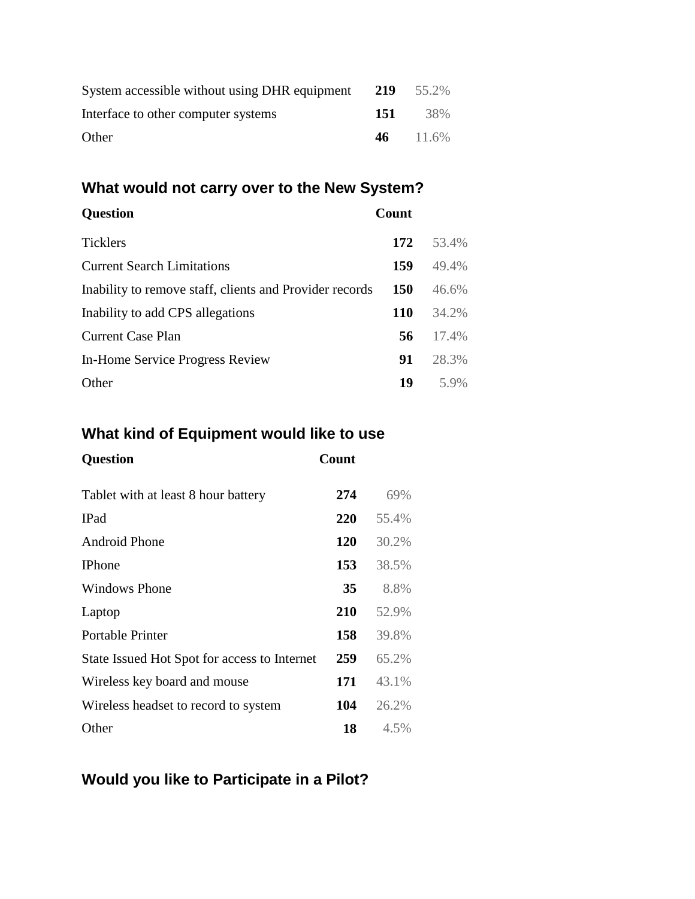| | | |
|---|---|---|
| System accessible without using DHR equipment | **219** | 55.2% |
| Interface to other computer systems | **151** | 38% |
| Other | **46** | 11.6% |

## What would not carry over to the New System?

| Question | Count | |
|---|---|---|
| Ticklers | **172** | 53.4% |
| Current Search Limitations | **159** | 49.4% |
| Inability to remove staff, clients and Provider records | **150** | 46.6% |
| Inability to add CPS allegations | **110** | 34.2% |
| Current Case Plan | **56** | 17.4% |
| In-Home Service Progress Review | **91** | 28.3% |
| Other | **19** | 5.9% |

## What kind of Equipment would like to use

| Question | Count | |
|---|---|---|
| Tablet with at least 8 hour battery | **274** | 69% |
| IPad | **220** | 55.4% |
| Android Phone | **120** | 30.2% |
| IPhone | **153** | 38.5% |
| Windows Phone | **35** | 8.8% |
| Laptop | **210** | 52.9% |
| Portable Printer | **158** | 39.8% |
| State Issued Hot Spot for access to Internet | **259** | 65.2% |
| Wireless key board and mouse | **171** | 43.1% |
| Wireless headset to record to system | **104** | 26.2% |
| Other | **18** | 4.5% |

## Would you like to Participate in a Pilot?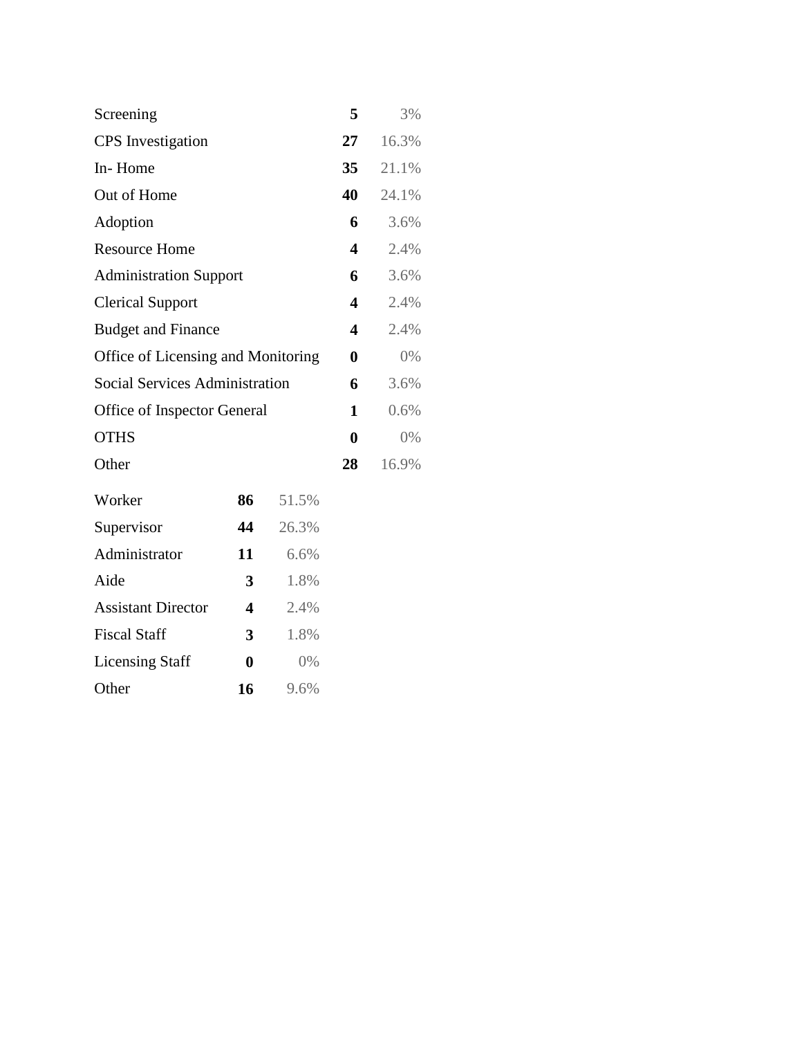| | | |
|---|---|---|
| Screening | **5** | 3% |
| CPS Investigation | **27** | 16.3% |
| In- Home | **35** | 21.1% |
| Out of Home | **40** | 24.1% |
| Adoption | **6** | 3.6% |
| Resource Home | **4** | 2.4% |
| Administration Support | **6** | 3.6% |
| Clerical Support | **4** | 2.4% |
| Budget and Finance | **4** | 2.4% |
| Office of Licensing and Monitoring | **0** | 0% |
| Social Services Administration | **6** | 3.6% |
| Office of Inspector General | **1** | 0.6% |
| OTHS | **0** | 0% |
| Other | **28** | 16.9% |

| | | |
|---|---|---|
| Worker | **86** | 51.5% |
| Supervisor | **44** | 26.3% |
| Administrator | **11** | 6.6% |
| Aide | **3** | 1.8% |
| Assistant Director | **4** | 2.4% |
| Fiscal Staff | **3** | 1.8% |
| Licensing Staff | **0** | 0% |
| Other | **16** | 9.6% |